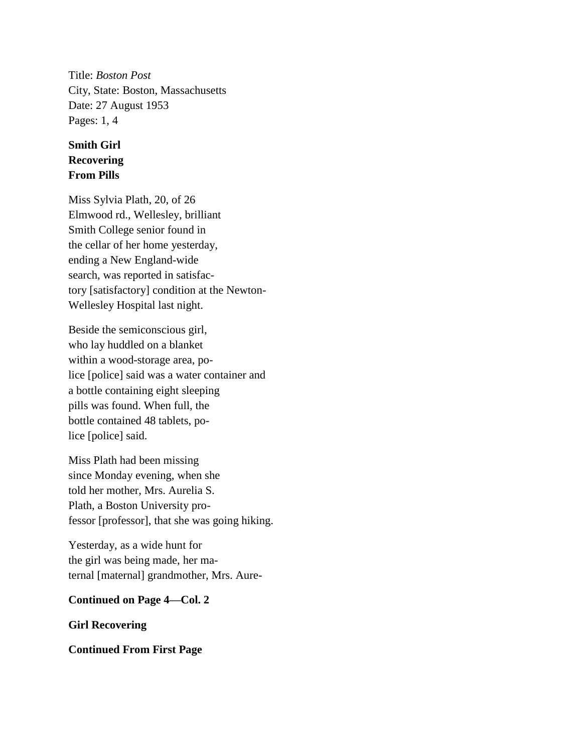Title: *Boston Post*
City, State: Boston, Massachusetts
Date: 27 August 1953
Pages: 1, 4

**Smith Girl
Recovering
From Pills**

Miss Sylvia Plath, 20, of 26 Elmwood rd., Wellesley, brilliant Smith College senior found in the cellar of her home yesterday, ending a New England-wide search, was reported in satisfac-tory [satisfactory] condition at the Newton-Wellesley Hospital last night.

Beside the semiconscious girl, who lay huddled on a blanket within a wood-storage area, po-lice [police] said was a water container and a bottle containing eight sleeping pills was found. When full, the bottle contained 48 tablets, po-lice [police] said.

Miss Plath had been missing since Monday evening, when she told her mother, Mrs. Aurelia S. Plath, a Boston University pro-fessor [professor], that she was going hiking.

Yesterday, as a wide hunt for the girl was being made, her ma-ternal [maternal] grandmother, Mrs. Aure-

**Continued on Page 4—Col. 2**

**Girl Recovering**

**Continued From First Page**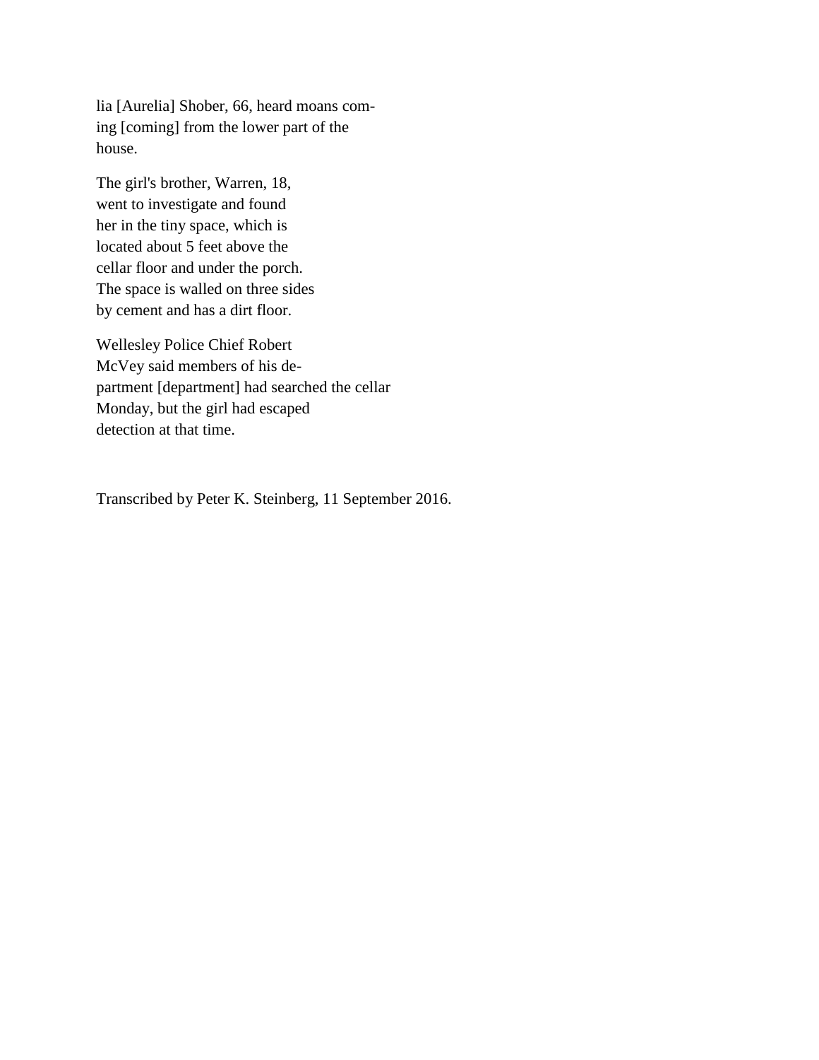lia [Aurelia] Shober, 66, heard moans com-
ing [coming] from the lower part of the
house.

The girl's brother, Warren, 18,
went to investigate and found
her in the tiny space, which is
located about 5 feet above the
cellar floor and under the porch.
The space is walled on three sides
by cement and has a dirt floor.

Wellesley Police Chief Robert
McVey said members of his de-
partment [department] had searched the cellar
Monday, but the girl had escaped
detection at that time.

Transcribed by Peter K. Steinberg, 11 September 2016.